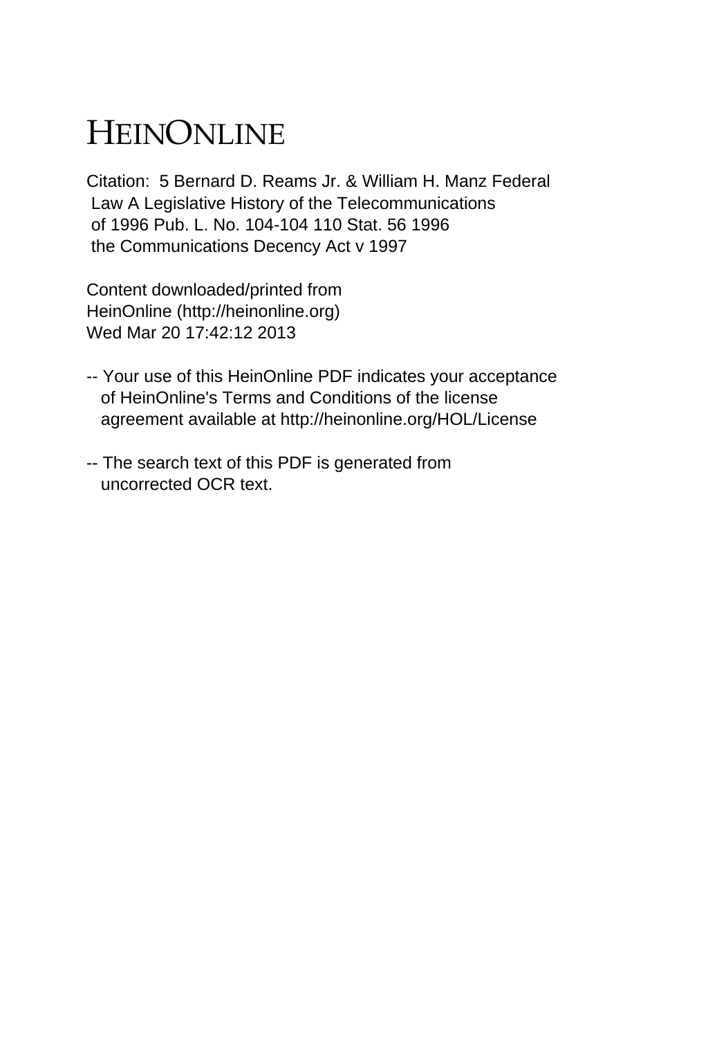# HEINONLINE

Citation: 5 Bernard D. Reams Jr. & William H. Manz Federal Law A Legislative History of the Telecommunications of 1996 Pub. L. No. 104-104 110 Stat. 56 1996 the Communications Decency Act v 1997

Content downloaded/printed from HeinOnline (http://heinonline.org) Wed Mar 20 17:42:12 2013

-- Your use of this HeinOnline PDF indicates your acceptance of HeinOnline's Terms and Conditions of the license agreement available at http://heinonline.org/HOL/License

-- The search text of this PDF is generated from uncorrected OCR text.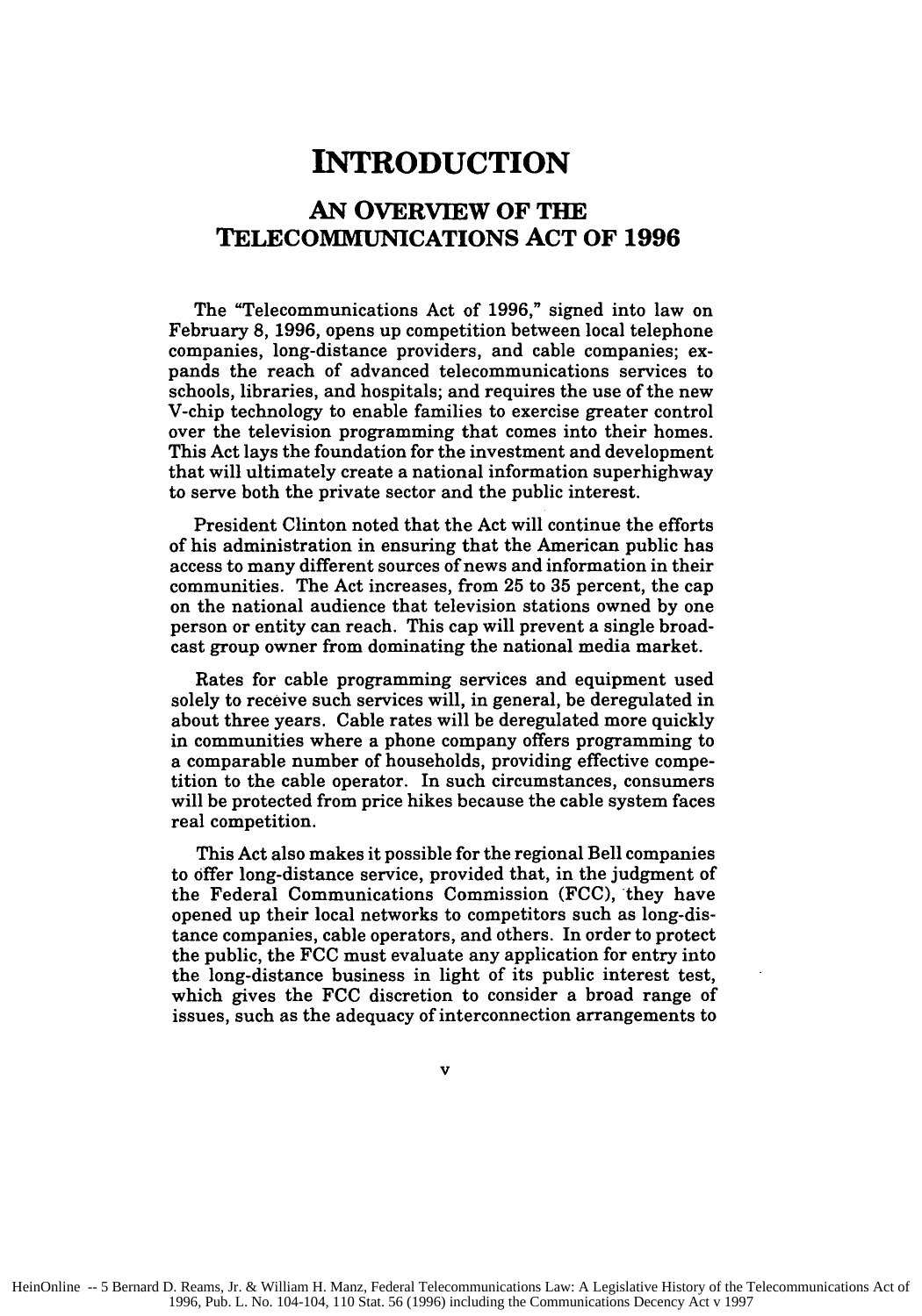# INTRODUCTION

## AN OVERVIEW OF THE TELECOMMUNICATIONS ACT OF 1996

The "Telecommunications Act of 1996," signed into law on February 8, 1996, opens up competition between local telephone companies, long-distance providers, and cable companies; expands the reach of advanced telecommunications services to schools, libraries, and hospitals; and requires the use of the new V-chip technology to enable families to exercise greater control over the television programming that comes into their homes. This Act lays the foundation for the investment and development that will ultimately create a national information superhighway to serve both the private sector and the public interest.

President Clinton noted that the Act will continue the efforts of his administration in ensuring that the American public has access to many different sources of news and information in their communities. The Act increases, from 25 to 35 percent, the cap on the national audience that television stations owned by one person or entity can reach. This cap will prevent a single broadcast group owner from dominating the national media market.

Rates for cable programming services and equipment used solely to receive such services will, in general, be deregulated in about three years. Cable rates will be deregulated more quickly in communities where a phone company offers programming to a comparable number of households, providing effective competition to the cable operator. In such circumstances, consumers will be protected from price hikes because the cable system faces real competition.

This Act also makes it possible for the regional Bell companies to offer long-distance service, provided that, in the judgment of the Federal Communications Commission (FCC), they have opened up their local networks to competitors such as long-distance companies, cable operators, and others. In order to protect the public, the FCC must evaluate any application for entry into the long-distance business in light of its public interest test, which gives the FCC discretion to consider a broad range of issues, such as the adequacy of interconnection arrangements to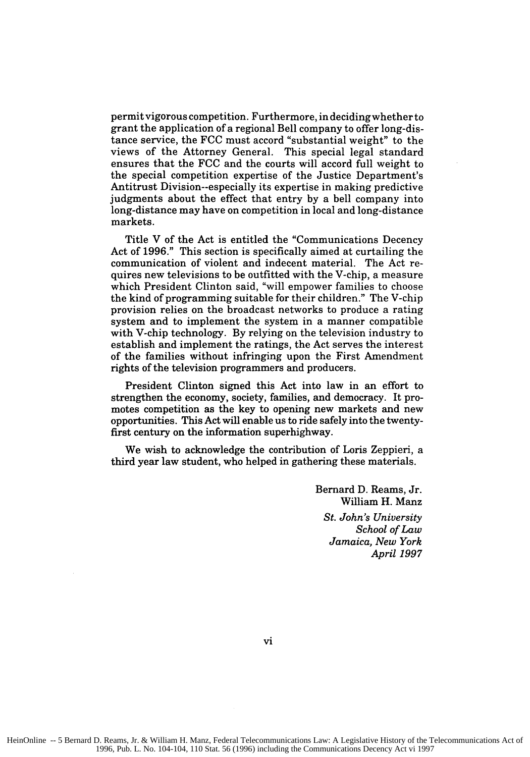permit vigorous competition. Furthermore, in deciding whether to grant the application of a regional Bell company to offer long-distance service, the FCC must accord "substantial weight" to the views of the Attorney General. This special legal standard ensures that the FCC and the courts will accord full weight to the special competition expertise of the Justice Department's Antitrust Division--especially its expertise in making predictive judgments about the effect that entry by a bell company into long-distance may have on competition in local and long-distance markets.

Title V of the Act is entitled the "Communications Decency Act of 1996." This section is specifically aimed at curtailing the communication of violent and indecent material. The Act requires new televisions to be outfitted with the V-chip, a measure which President Clinton said, "will empower families to choose the kind of programming suitable for their children." The V-chip provision relies on the broadcast networks to produce a rating system and to implement the system in a manner compatible with V-chip technology. By relying on the television industry to establish and implement the ratings, the Act serves the interest of the families without infringing upon the First Amendment rights of the television programmers and producers.

President Clinton signed this Act into law in an effort to strengthen the economy, society, families, and democracy. It promotes competition as the key to opening new markets and new opportunities. This Act will enable us to ride safely into the twenty-first century on the information superhighway.

We wish to acknowledge the contribution of Loris Zeppieri, a third year law student, who helped in gathering these materials.

Bernard D. Reams, Jr.
William H. Manz

*St. John's University*
*School of Law*
*Jamaica, New York*
*April 1997*